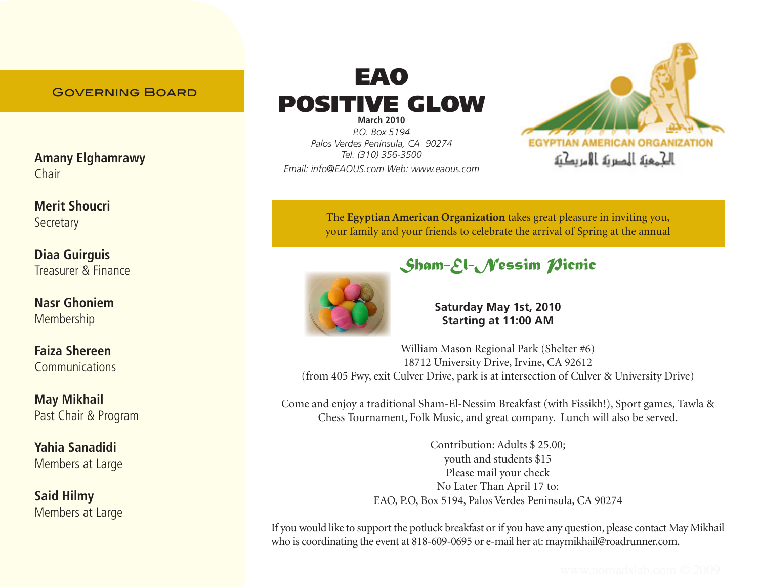# EAO POSITIVE GLOW

**March 2010**

*P.O. Box 5194*
*Palos Verdes Peninsula, CA 90274*
*Tel. (310) 356-3500*
*Email: info@EAOUS.com Web: www.eaous.com*

EGYPTIAN AMERICAN ORGANIZATION
الجمعية المصرية الأمريكية

## Governing Board

**Amany Elghamrawy**
Chair

**Merit Shoucri**
Secretary

**Diaa Guirguis**
Treasurer & Finance

**Nasr Ghoniem**
Membership

**Faiza Shereen**
Communications

**May Mikhail**
Past Chair & Program

**Yahia Sanadidi**
Members at Large

**Said Hilmy**
Members at Large

The **Egyptian American Organization** takes great pleasure in inviting you, your family and your friends to celebrate the arrival of Spring at the annual

## Sham-El-Nessim Picnic

**Saturday May 1st, 2010**
**Starting at 11:00 AM**

William Mason Regional Park (Shelter #6)
18712 University Drive, Irvine, CA 92612
(from 405 Fwy, exit Culver Drive, park is at intersection of Culver & University Drive)

Come and enjoy a traditional Sham-El-Nessim Breakfast (with Fissikh!), Sport games, Tawla & Chess Tournament, Folk Music, and great company. Lunch will also be served.

Contribution: Adults $ 25.00;
youth and students $15
Please mail your check
No Later Than April 17 to:
EAO, P.O, Box 5194, Palos Verdes Peninsula, CA 90274

If you would like to support the potluck breakfast or if you have any question, please contact May Mikhail who is coordinating the event at 818-609-0695 or e-mail her at: maymikhail@roadrunner.com.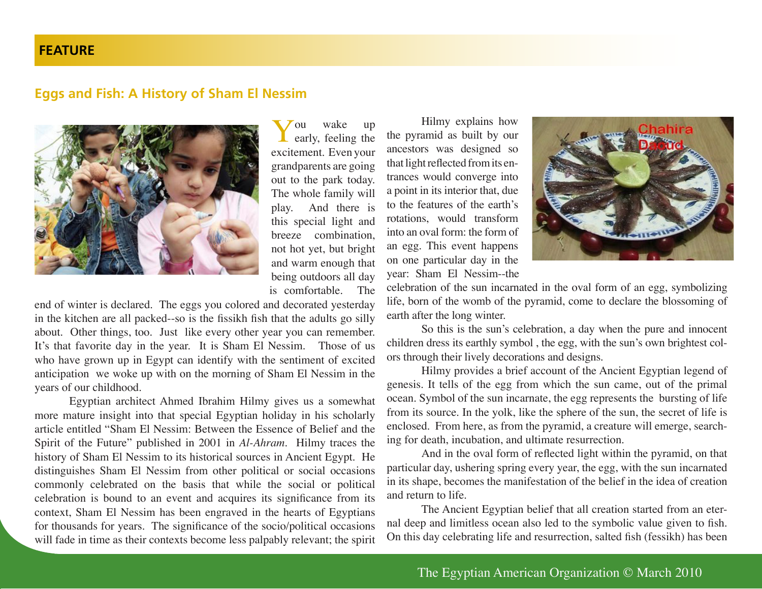**FEATURE**

## Eggs and Fish: A History of Sham El Nessim

You wake up early, feeling the excitement. Even your grandparents are going out to the park today. The whole family will play. And there is this special light and breeze combination, not hot yet, but bright and warm enough that being outdoors all day is comfortable. The end of winter is declared. The eggs you colored and decorated yesterday in the kitchen are all packed--so is the fissikh fish that the adults go silly about. Other things, too. Just like every other year you can remember. It's that favorite day in the year. It is Sham El Nessim. Those of us who have grown up in Egypt can identify with the sentiment of excited anticipation we woke up with on the morning of Sham El Nessim in the years of our childhood.

Egyptian architect Ahmed Ibrahim Hilmy gives us a somewhat more mature insight into that special Egyptian holiday in his scholarly article entitled "Sham El Nessim: Between the Essence of Belief and the Spirit of the Future" published in 2001 in *Al-Ahram*. Hilmy traces the history of Sham El Nessim to its historical sources in Ancient Egypt. He distinguishes Sham El Nessim from other political or social occasions commonly celebrated on the basis that while the social or political celebration is bound to an event and acquires its significance from its context, Sham El Nessim has been engraved in the hearts of Egyptians for thousands for years. The significance of the socio/political occasions will fade in time as their contexts become less palpably relevant; the spirit

Hilmy explains how the pyramid as built by our ancestors was designed so that light reflected from its entrances would converge into a point in its interior that, due to the features of the earth's rotations, would transform into an oval form: the form of an egg. This event happens on one particular day in the year: Sham El Nessim--the celebration of the sun incarnated in the oval form of an egg, symbolizing life, born of the womb of the pyramid, come to declare the blossoming of earth after the long winter.

So this is the sun's celebration, a day when the pure and innocent children dress its earthly symbol , the egg, with the sun's own brightest colors through their lively decorations and designs.

Hilmy provides a brief account of the Ancient Egyptian legend of genesis. It tells of the egg from which the sun came, out of the primal ocean. Symbol of the sun incarnate, the egg represents the bursting of life from its source. In the yolk, like the sphere of the sun, the secret of life is enclosed. From here, as from the pyramid, a creature will emerge, searching for death, incubation, and ultimate resurrection.

And in the oval form of reflected light within the pyramid, on that particular day, ushering spring every year, the egg, with the sun incarnated in its shape, becomes the manifestation of the belief in the idea of creation and return to life.

The Ancient Egyptian belief that all creation started from an eternal deep and limitless ocean also led to the symbolic value given to fish. On this day celebrating life and resurrection, salted fish (fessikh) has been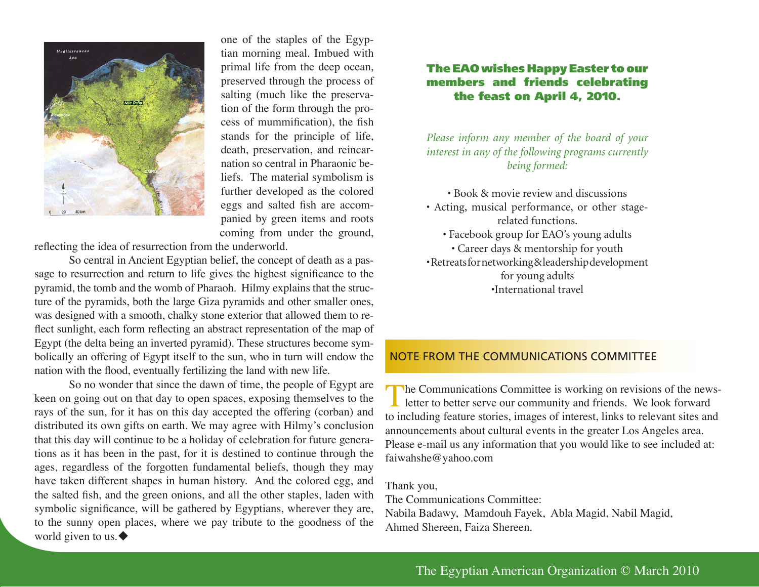one of the staples of the Egyptian morning meal. Imbued with primal life from the deep ocean, preserved through the process of salting (much like the preservation of the form through the process of mummification), the fish stands for the principle of life, death, preservation, and reincarnation so central in Pharaonic beliefs. The material symbolism is further developed as the colored eggs and salted fish are accompanied by green items and roots coming from under the ground, reflecting the idea of resurrection from the underworld.

So central in Ancient Egyptian belief, the concept of death as a passage to resurrection and return to life gives the highest significance to the pyramid, the tomb and the womb of Pharaoh. Hilmy explains that the structure of the pyramids, both the large Giza pyramids and other smaller ones, was designed with a smooth, chalky stone exterior that allowed them to reflect sunlight, each form reflecting an abstract representation of the map of Egypt (the delta being an inverted pyramid). These structures become symbolically an offering of Egypt itself to the sun, who in turn will endow the nation with the flood, eventually fertilizing the land with new life.

So no wonder that since the dawn of time, the people of Egypt are keen on going out on that day to open spaces, exposing themselves to the rays of the sun, for it has on this day accepted the offering (corban) and distributed its own gifts on earth. We may agree with Hilmy's conclusion that this day will continue to be a holiday of celebration for future generations as it has been in the past, for it is destined to continue through the ages, regardless of the forgotten fundamental beliefs, though they may have taken different shapes in human history. And the colored egg, and the salted fish, and the green onions, and all the other staples, laden with symbolic significance, will be gathered by Egyptians, wherever they are, to the sunny open places, where we pay tribute to the goodness of the world given to us.◆

**The EAO wishes Happy Easter to our members and friends celebrating the feast on April 4, 2010.**

*Please inform any member of the board of your interest in any of the following programs currently being formed:*

- Book & movie review and discussions
- Acting, musical performance, or other stage-related functions.
- Facebook group for EAO's young adults
- Career days & mentorship for youth
- Retreats for networking & leadership development for young adults
- International travel

## NOTE FROM THE COMMUNICATIONS COMMITTEE

The Communications Committee is working on revisions of the newsletter to better serve our community and friends. We look forward to including feature stories, images of interest, links to relevant sites and announcements about cultural events in the greater Los Angeles area. Please e-mail us any information that you would like to see included at: faiwahshe@yahoo.com

Thank you,
The Communications Committee:
Nabila Badawy, Mamdouh Fayek, Abla Magid, Nabil Magid, Ahmed Shereen, Faiza Shereen.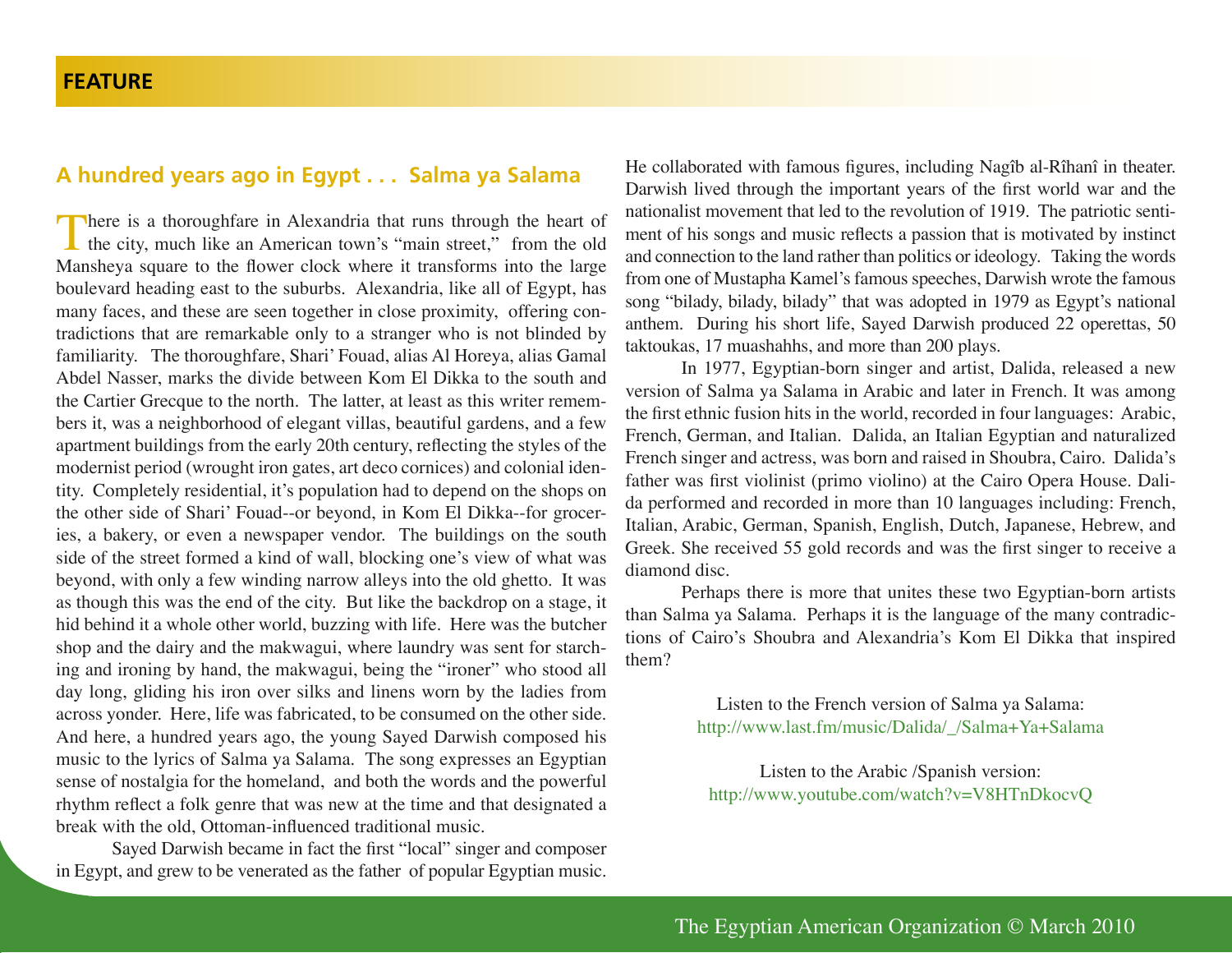**FEATURE**

## A hundred years ago in Egypt . . . Salma ya Salama

There is a thoroughfare in Alexandria that runs through the heart of the city, much like an American town's "main street," from the old Mansheya square to the flower clock where it transforms into the large boulevard heading east to the suburbs. Alexandria, like all of Egypt, has many faces, and these are seen together in close proximity, offering contradictions that are remarkable only to a stranger who is not blinded by familiarity. The thoroughfare, Shari' Fouad, alias Al Horeya, alias Gamal Abdel Nasser, marks the divide between Kom El Dikka to the south and the Cartier Grecque to the north. The latter, at least as this writer remembers it, was a neighborhood of elegant villas, beautiful gardens, and a few apartment buildings from the early 20th century, reflecting the styles of the modernist period (wrought iron gates, art deco cornices) and colonial identity. Completely residential, it's population had to depend on the shops on the other side of Shari' Fouad--or beyond, in Kom El Dikka--for groceries, a bakery, or even a newspaper vendor. The buildings on the south side of the street formed a kind of wall, blocking one's view of what was beyond, with only a few winding narrow alleys into the old ghetto. It was as though this was the end of the city. But like the backdrop on a stage, it hid behind it a whole other world, buzzing with life. Here was the butcher shop and the dairy and the makwagui, where laundry was sent for starching and ironing by hand, the makwagui, being the "ironer" who stood all day long, gliding his iron over silks and linens worn by the ladies from across yonder. Here, life was fabricated, to be consumed on the other side. And here, a hundred years ago, the young Sayed Darwish composed his music to the lyrics of Salma ya Salama. The song expresses an Egyptian sense of nostalgia for the homeland, and both the words and the powerful rhythm reflect a folk genre that was new at the time and that designated a break with the old, Ottoman-influenced traditional music.

Sayed Darwish became in fact the first "local" singer and composer in Egypt, and grew to be venerated as the father of popular Egyptian music. He collaborated with famous figures, including Nagîb al-Rîhanî in theater. Darwish lived through the important years of the first world war and the nationalist movement that led to the revolution of 1919. The patriotic sentiment of his songs and music reflects a passion that is motivated by instinct and connection to the land rather than politics or ideology. Taking the words from one of Mustapha Kamel's famous speeches, Darwish wrote the famous song "bilady, bilady, bilady" that was adopted in 1979 as Egypt's national anthem. During his short life, Sayed Darwish produced 22 operettas, 50 taktoukas, 17 muashahhs, and more than 200 plays.

In 1977, Egyptian-born singer and artist, Dalida, released a new version of Salma ya Salama in Arabic and later in French. It was among the first ethnic fusion hits in the world, recorded in four languages: Arabic, French, German, and Italian. Dalida, an Italian Egyptian and naturalized French singer and actress, was born and raised in Shoubra, Cairo. Dalida's father was first violinist (primo violino) at the Cairo Opera House. Dalida performed and recorded in more than 10 languages including: French, Italian, Arabic, German, Spanish, English, Dutch, Japanese, Hebrew, and Greek. She received 55 gold records and was the first singer to receive a diamond disc.

Perhaps there is more that unites these two Egyptian-born artists than Salma ya Salama. Perhaps it is the language of the many contradictions of Cairo's Shoubra and Alexandria's Kom El Dikka that inspired them?

Listen to the French version of Salma ya Salama:
http://www.last.fm/music/Dalida/_/Salma+Ya+Salama

Listen to the Arabic /Spanish version:
http://www.youtube.com/watch?v=V8HTnDkocvQ

The Egyptian American Organization © March 2010